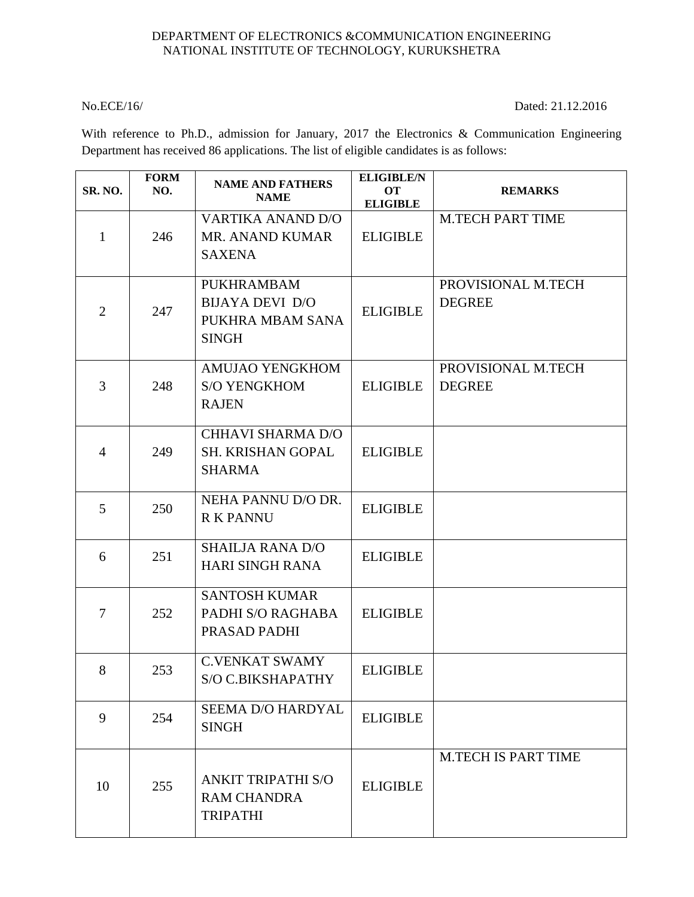DEPARTMENT OF ELECTRONICS &COMMUNICATION ENGINEERING
NATIONAL INSTITUTE OF TECHNOLOGY, KURUKSHETRA

No.ECE/16/ Dated: 21.12.2016

With reference to Ph.D., admission for January, 2017 the Electronics & Communication Engineering Department has received 86 applications. The list of eligible candidates is as follows:

| SR. NO. | FORM NO. | NAME AND FATHERS NAME | ELIGIBLE/NOT ELIGIBLE | REMARKS |
|---|---|---|---|---|
| 1 | 246 | VARTIKA ANAND D/O MR. ANAND KUMAR SAXENA | ELIGIBLE | M.TECH PART TIME |
| 2 | 247 | PUKHRAMBAM BIJAYA DEVI D/O PUKHRA MBAM SANA SINGH | ELIGIBLE | PROVISIONAL M.TECH DEGREE |
| 3 | 248 | AMUJAO YENGKHOM S/O YENGKHOM RAJEN | ELIGIBLE | PROVISIONAL M.TECH DEGREE |
| 4 | 249 | CHHAVI SHARMA D/O SH. KRISHAN GOPAL SHARMA | ELIGIBLE | |
| 5 | 250 | NEHA PANNU D/O DR. R K PANNU | ELIGIBLE | |
| 6 | 251 | SHAILJA RANA D/O HARI SINGH RANA | ELIGIBLE | |
| 7 | 252 | SANTOSH KUMAR PADHI S/O RAGHABA PRASAD PADHI | ELIGIBLE | |
| 8 | 253 | C.VENKAT SWAMY S/O C.BIKSHAPATHY | ELIGIBLE | |
| 9 | 254 | SEEMA D/O HARDYAL SINGH | ELIGIBLE | |
| 10 | 255 | ANKIT TRIPATHI S/O RAM CHANDRA TRIPATHI | ELIGIBLE | M.TECH IS PART TIME |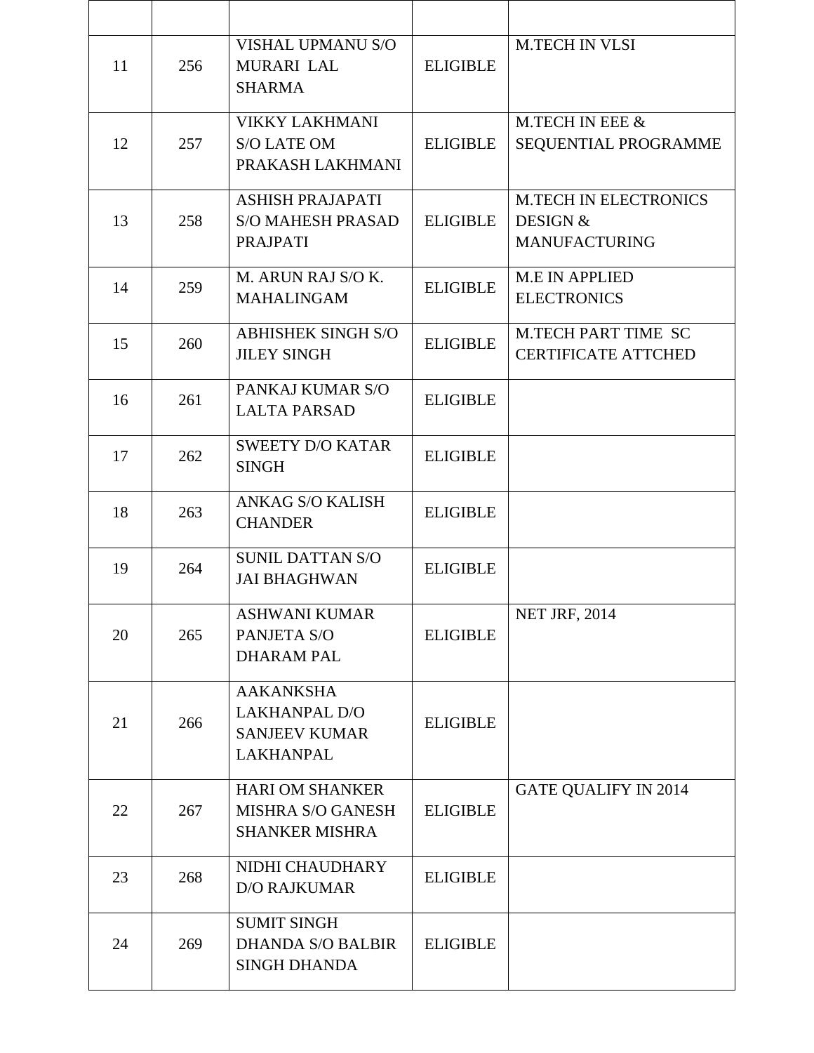| | | | | |
|---|---|---|---|---|
| 11 | 256 | VISHAL UPMANU S/O MURARI LAL SHARMA | ELIGIBLE | M.TECH IN VLSI |
| 12 | 257 | VIKKY LAKHMANI S/O LATE OM PRAKASH LAKHMANI | ELIGIBLE | M.TECH IN EEE & SEQUENTIAL PROGRAMME |
| 13 | 258 | ASHISH PRAJAPATI S/O MAHESH PRASAD PRAJPATI | ELIGIBLE | M.TECH IN ELECTRONICS DESIGN & MANUFACTURING |
| 14 | 259 | M. ARUN RAJ S/O K. MAHALINGAM | ELIGIBLE | M.E IN APPLIED ELECTRONICS |
| 15 | 260 | ABHISHEK SINGH S/O JILEY SINGH | ELIGIBLE | M.TECH PART TIME SC CERTIFICATE ATTCHED |
| 16 | 261 | PANKAJ KUMAR S/O LALTA PARSAD | ELIGIBLE | |
| 17 | 262 | SWEETY D/O KATAR SINGH | ELIGIBLE | |
| 18 | 263 | ANKAG S/O KALISH CHANDER | ELIGIBLE | |
| 19 | 264 | SUNIL DATTAN S/O JAI BHAGHWAN | ELIGIBLE | |
| 20 | 265 | ASHWANI KUMAR PANJETA S/O DHARAM PAL | ELIGIBLE | NET JRF, 2014 |
| 21 | 266 | AAKANKSHA LAKHANPAL D/O SANJEEV KUMAR LAKHANPAL | ELIGIBLE | |
| 22 | 267 | HARI OM SHANKER MISHRA S/O GANESH SHANKER MISHRA | ELIGIBLE | GATE QUALIFY IN 2014 |
| 23 | 268 | NIDHI CHAUDHARY D/O RAJKUMAR | ELIGIBLE | |
| 24 | 269 | SUMIT SINGH DHANDA S/O BALBIR SINGH DHANDA | ELIGIBLE | |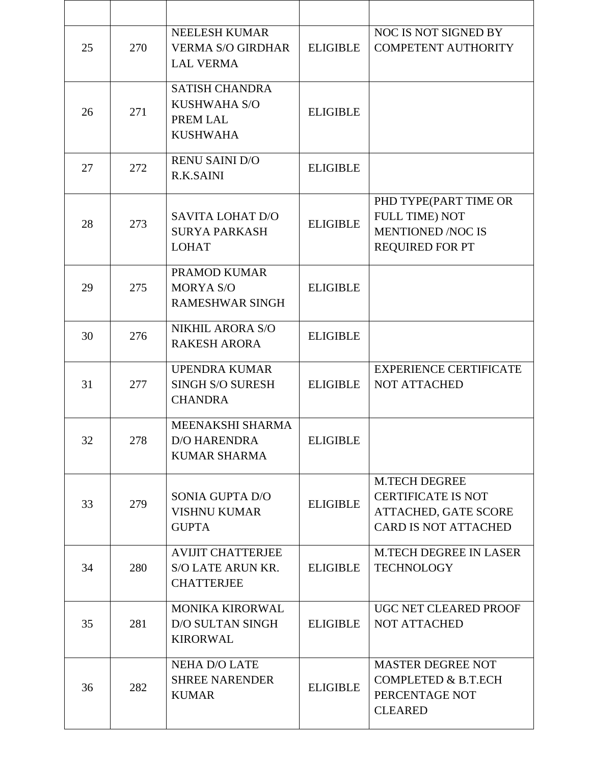| | | | | |
|---|---|---|---|---|
| 25 | 270 | NEELESH KUMAR VERMA S/O GIRDHAR LAL VERMA | ELIGIBLE | NOC IS NOT SIGNED BY COMPETENT AUTHORITY |
| 26 | 271 | SATISH CHANDRA KUSHWAHA S/O PREM LAL KUSHWAHA | ELIGIBLE | |
| 27 | 272 | RENU SAINI D/O R.K.SAINI | ELIGIBLE | |
| 28 | 273 | SAVITA LOHAT D/O SURYA PARKASH LOHAT | ELIGIBLE | PHD TYPE(PART TIME OR FULL TIME) NOT MENTIONED /NOC IS REQUIRED FOR PT |
| 29 | 275 | PRAMOD KUMAR MORYA S/O RAMESHWAR SINGH | ELIGIBLE | |
| 30 | 276 | NIKHIL ARORA S/O RAKESH ARORA | ELIGIBLE | |
| 31 | 277 | UPENDRA KUMAR SINGH S/O SURESH CHANDRA | ELIGIBLE | EXPERIENCE CERTIFICATE NOT ATTACHED |
| 32 | 278 | MEENAKSHI SHARMA D/O HARENDRA KUMAR SHARMA | ELIGIBLE | |
| 33 | 279 | SONIA GUPTA D/O VISHNU KUMAR GUPTA | ELIGIBLE | M.TECH DEGREE CERTIFICATE IS NOT ATTACHED, GATE SCORE CARD IS NOT ATTACHED |
| 34 | 280 | AVIJIT CHATTERJEE S/O LATE ARUN KR. CHATTERJEE | ELIGIBLE | M.TECH DEGREE IN LASER TECHNOLOGY |
| 35 | 281 | MONIKA KIRORWAL D/O SULTAN SINGH KIRORWAL | ELIGIBLE | UGC NET CLEARED PROOF NOT ATTACHED |
| 36 | 282 | NEHA D/O LATE SHREE NARENDER KUMAR | ELIGIBLE | MASTER DEGREE NOT COMPLETED & B.T.ECH PERCENTAGE NOT CLEARED |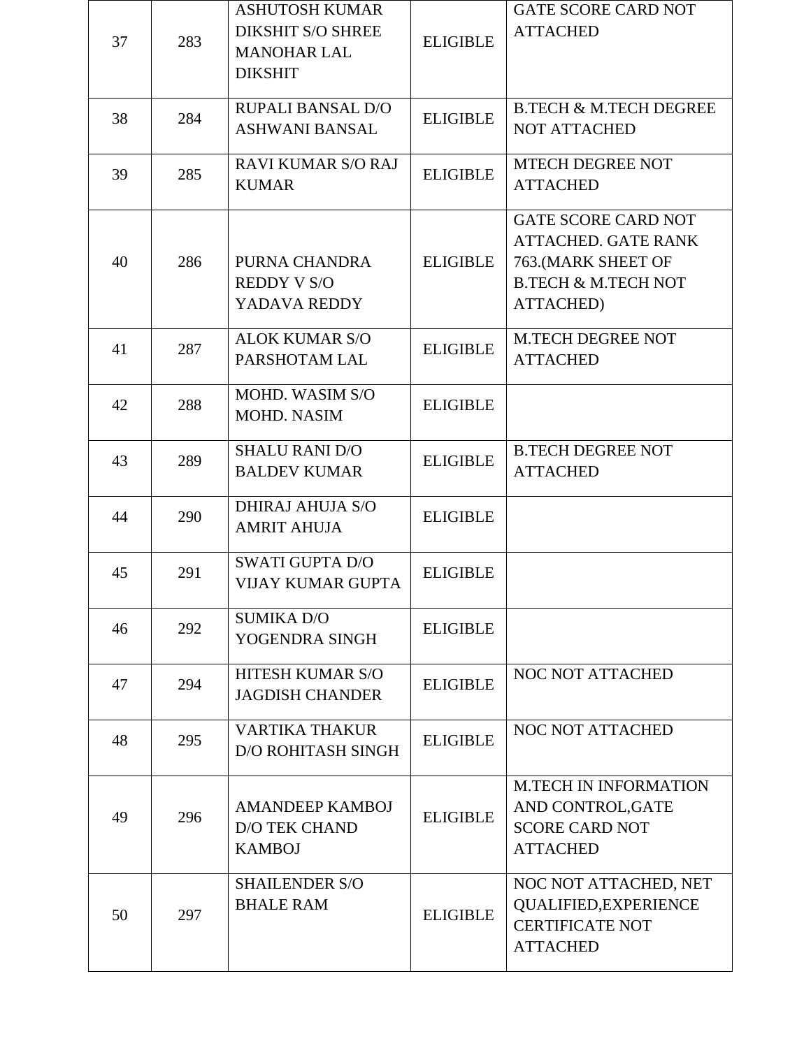| 37 | 283 | ASHUTOSH KUMAR DIKSHIT S/O SHREE MANOHAR LAL DIKSHIT | ELIGIBLE | GATE SCORE CARD NOT ATTACHED |
|---|---|---|---|---|
| 38 | 284 | RUPALI BANSAL D/O ASHWANI BANSAL | ELIGIBLE | B.TECH & M.TECH DEGREE NOT ATTACHED |
| 39 | 285 | RAVI KUMAR S/O RAJ KUMAR | ELIGIBLE | MTECH DEGREE NOT ATTACHED |
| 40 | 286 | PURNA CHANDRA REDDY V S/O YADAVA REDDY | ELIGIBLE | GATE SCORE CARD NOT ATTACHED. GATE RANK 763.(MARK SHEET OF B.TECH & M.TECH NOT ATTACHED) |
| 41 | 287 | ALOK KUMAR S/O PARSHOTAM LAL | ELIGIBLE | M.TECH DEGREE NOT ATTACHED |
| 42 | 288 | MOHD. WASIM S/O MOHD. NASIM | ELIGIBLE | |
| 43 | 289 | SHALU RANI D/O BALDEV KUMAR | ELIGIBLE | B.TECH DEGREE NOT ATTACHED |
| 44 | 290 | DHIRAJ AHUJA S/O AMRIT AHUJA | ELIGIBLE | |
| 45 | 291 | SWATI GUPTA D/O VIJAY KUMAR GUPTA | ELIGIBLE | |
| 46 | 292 | SUMIKA D/O YOGENDRA SINGH | ELIGIBLE | |
| 47 | 294 | HITESH KUMAR S/O JAGDISH CHANDER | ELIGIBLE | NOC NOT ATTACHED |
| 48 | 295 | VARTIKA THAKUR D/O ROHITASH SINGH | ELIGIBLE | NOC NOT ATTACHED |
| 49 | 296 | AMANDEEP KAMBOJ D/O TEK CHAND KAMBOJ | ELIGIBLE | M.TECH IN INFORMATION AND CONTROL,GATE SCORE CARD NOT ATTACHED |
| 50 | 297 | SHAILENDER S/O BHALE RAM | ELIGIBLE | NOC NOT ATTACHED, NET QUALIFIED,EXPERIENCE CERTIFICATE NOT ATTACHED |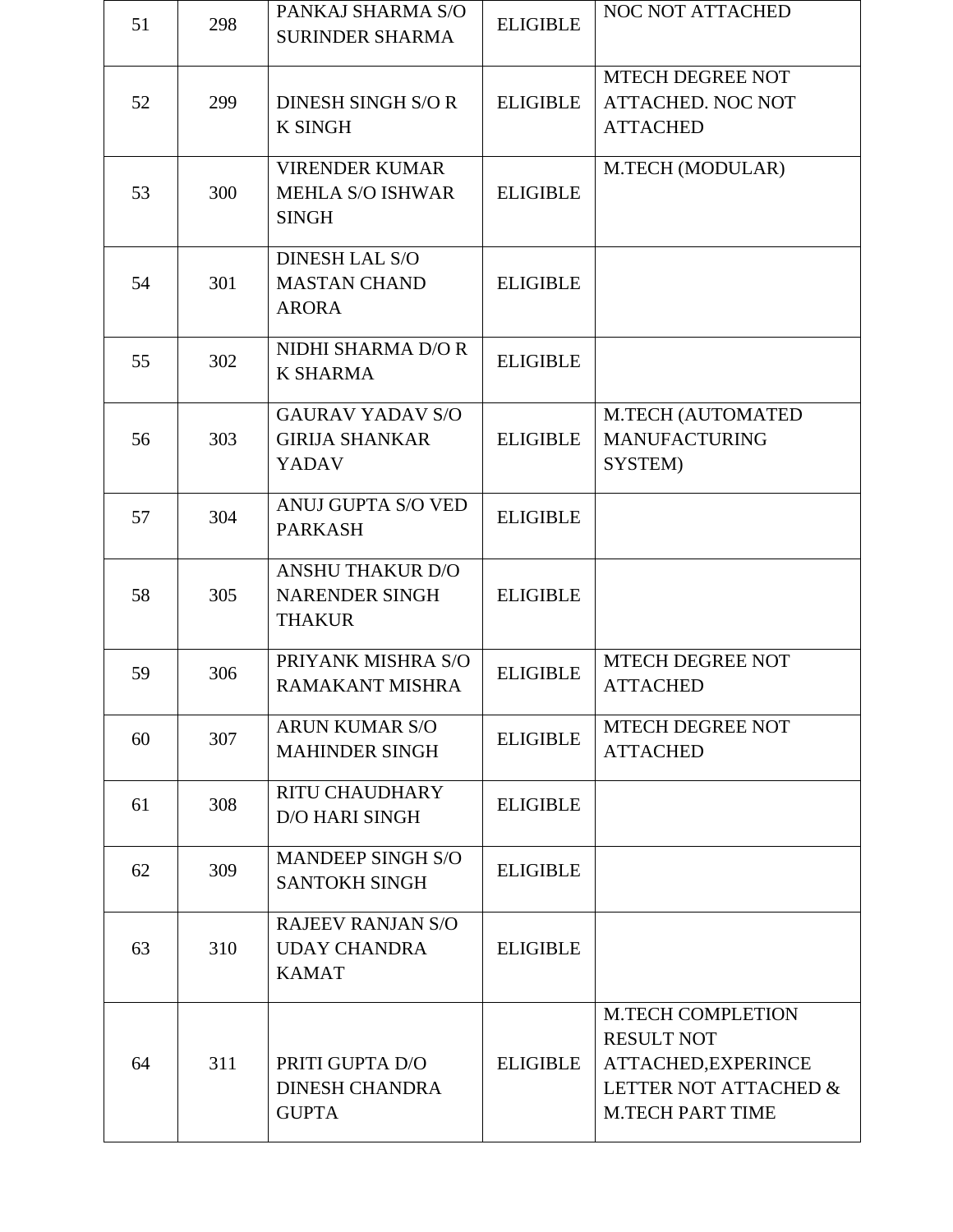| 51 | 298 | PANKAJ SHARMA S/O SURINDER SHARMA | ELIGIBLE | NOC NOT ATTACHED |
|---|---|---|---|---|
| 52 | 299 | DINESH SINGH S/O R K SINGH | ELIGIBLE | MTECH DEGREE NOT ATTACHED. NOC NOT ATTACHED |
| 53 | 300 | VIRENDER KUMAR MEHLA S/O ISHWAR SINGH | ELIGIBLE | M.TECH (MODULAR) |
| 54 | 301 | DINESH LAL S/O MASTAN CHAND ARORA | ELIGIBLE | |
| 55 | 302 | NIDHI SHARMA D/O R K SHARMA | ELIGIBLE | |
| 56 | 303 | GAURAV YADAV S/O GIRIJA SHANKAR YADAV | ELIGIBLE | M.TECH (AUTOMATED MANUFACTURING SYSTEM) |
| 57 | 304 | ANUJ GUPTA S/O VED PARKASH | ELIGIBLE | |
| 58 | 305 | ANSHU THAKUR D/O NARENDER SINGH THAKUR | ELIGIBLE | |
| 59 | 306 | PRIYANK MISHRA S/O RAMAKANT MISHRA | ELIGIBLE | MTECH DEGREE NOT ATTACHED |
| 60 | 307 | ARUN KUMAR S/O MAHINDER SINGH | ELIGIBLE | MTECH DEGREE NOT ATTACHED |
| 61 | 308 | RITU CHAUDHARY D/O HARI SINGH | ELIGIBLE | |
| 62 | 309 | MANDEEP SINGH S/O SANTOKH SINGH | ELIGIBLE | |
| 63 | 310 | RAJEEV RANJAN S/O UDAY CHANDRA KAMAT | ELIGIBLE | |
| 64 | 311 | PRITI GUPTA D/O DINESH CHANDRA GUPTA | ELIGIBLE | M.TECH COMPLETION RESULT NOT ATTACHED,EXPERINCE LETTER NOT ATTACHED & M.TECH PART TIME |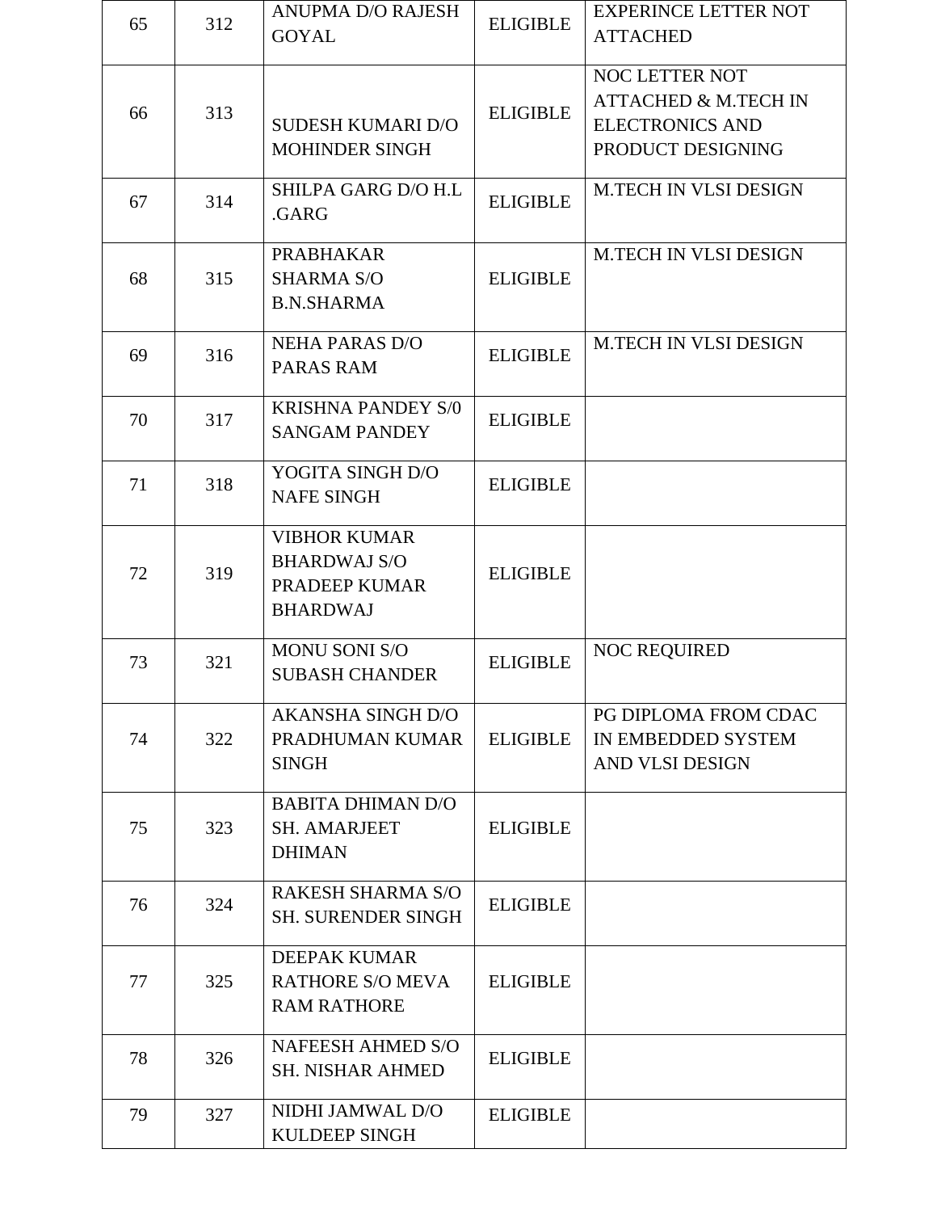| | | | | |
|---|---|---|---|---|
| 65 | 312 | ANUPMA D/O RAJESH GOYAL | ELIGIBLE | EXPERINCE LETTER NOT ATTACHED |
| 66 | 313 | SUDESH KUMARI D/O MOHINDER SINGH | ELIGIBLE | NOC LETTER NOT ATTACHED & M.TECH IN ELECTRONICS AND PRODUCT DESIGNING |
| 67 | 314 | SHILPA GARG D/O H.L .GARG | ELIGIBLE | M.TECH IN VLSI DESIGN |
| 68 | 315 | PRABHAKAR SHARMA S/O B.N.SHARMA | ELIGIBLE | M.TECH IN VLSI DESIGN |
| 69 | 316 | NEHA PARAS D/O PARAS RAM | ELIGIBLE | M.TECH IN VLSI DESIGN |
| 70 | 317 | KRISHNA PANDEY S/0 SANGAM PANDEY | ELIGIBLE | |
| 71 | 318 | YOGITA SINGH D/O NAFE SINGH | ELIGIBLE | |
| 72 | 319 | VIBHOR KUMAR BHARDWAJ S/O PRADEEP KUMAR BHARDWAJ | ELIGIBLE | |
| 73 | 321 | MONU SONI S/O SUBASH CHANDER | ELIGIBLE | NOC REQUIRED |
| 74 | 322 | AKANSHA SINGH D/O PRADHUMAN KUMAR SINGH | ELIGIBLE | PG DIPLOMA FROM CDAC IN EMBEDDED SYSTEM AND VLSI DESIGN |
| 75 | 323 | BABITA DHIMAN D/O SH. AMARJEET DHIMAN | ELIGIBLE | |
| 76 | 324 | RAKESH SHARMA S/O SH. SURENDER SINGH | ELIGIBLE | |
| 77 | 325 | DEEPAK KUMAR RATHORE S/O MEVA RAM RATHORE | ELIGIBLE | |
| 78 | 326 | NAFEESH AHMED S/O SH. NISHAR AHMED | ELIGIBLE | |
| 79 | 327 | NIDHI JAMWAL D/O KULDEEP SINGH | ELIGIBLE | |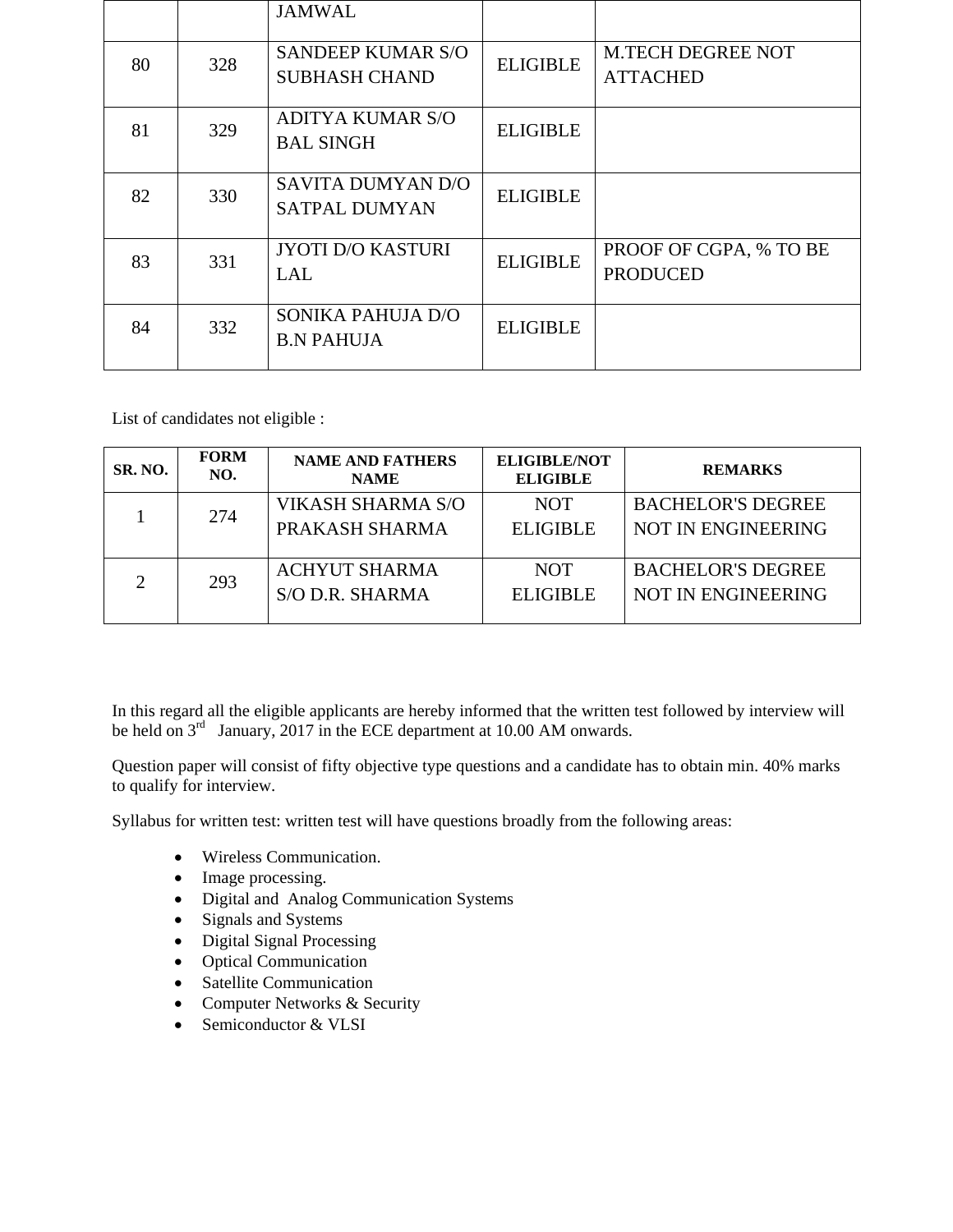| | | JAMWAL | | |
|---|---|---|---|---|
| 80 | 328 | SANDEEP KUMAR S/O SUBHASH CHAND | ELIGIBLE | M.TECH DEGREE NOT ATTACHED |
| 81 | 329 | ADITYA KUMAR S/O BAL SINGH | ELIGIBLE | |
| 82 | 330 | SAVITA DUMYAN D/O SATPAL DUMYAN | ELIGIBLE | |
| 83 | 331 | JYOTI D/O KASTURI LAL | ELIGIBLE | PROOF OF CGPA, % TO BE PRODUCED |
| 84 | 332 | SONIKA PAHUJA D/O B.N PAHUJA | ELIGIBLE | |

List of candidates not eligible :

| SR. NO. | FORM NO. | NAME AND FATHERS NAME | ELIGIBLE/NOT ELIGIBLE | REMARKS |
|---|---|---|---|---|
| 1 | 274 | VIKASH SHARMA S/O PRAKASH SHARMA | NOT ELIGIBLE | BACHELOR'S DEGREE NOT IN ENGINEERING |
| 2 | 293 | ACHYUT SHARMA S/O D.R. SHARMA | NOT ELIGIBLE | BACHELOR'S DEGREE NOT IN ENGINEERING |

In this regard all the eligible applicants are hereby informed that the written test followed by interview will be held on 3rd January, 2017 in the ECE department at 10.00 AM onwards.

Question paper will consist of fifty objective type questions and a candidate has to obtain min. 40% marks to qualify for interview.

Syllabus for written test: written test will have questions broadly from the following areas:

- Wireless Communication.
- Image processing.
- Digital and Analog Communication Systems
- Signals and Systems
- Digital Signal Processing
- Optical Communication
- Satellite Communication
- Computer Networks & Security
- Semiconductor & VLSI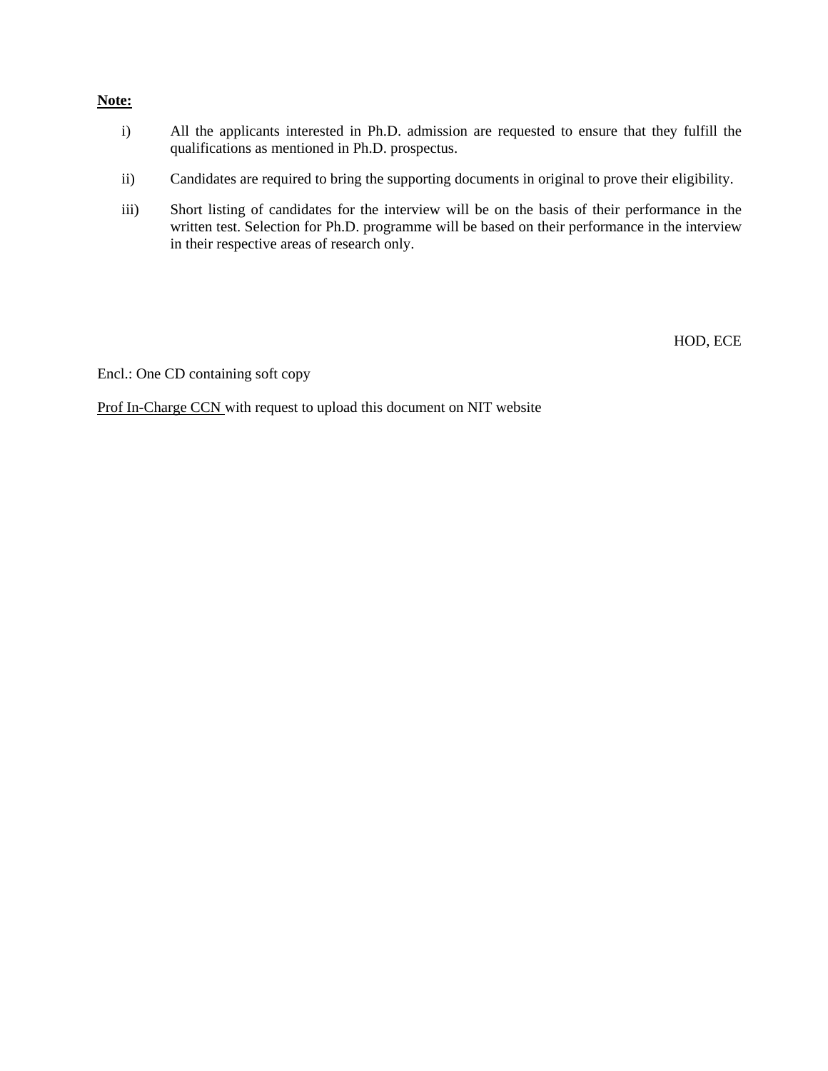**Note:**

i) All the applicants interested in Ph.D. admission are requested to ensure that they fulfill the qualifications as mentioned in Ph.D. prospectus.

ii) Candidates are required to bring the supporting documents in original to prove their eligibility.

iii) Short listing of candidates for the interview will be on the basis of their performance in the written test. Selection for Ph.D. programme will be based on their performance in the interview in their respective areas of research only.

HOD, ECE

Encl.: One CD containing soft copy

Prof In-Charge CCN with request to upload this document on NIT website